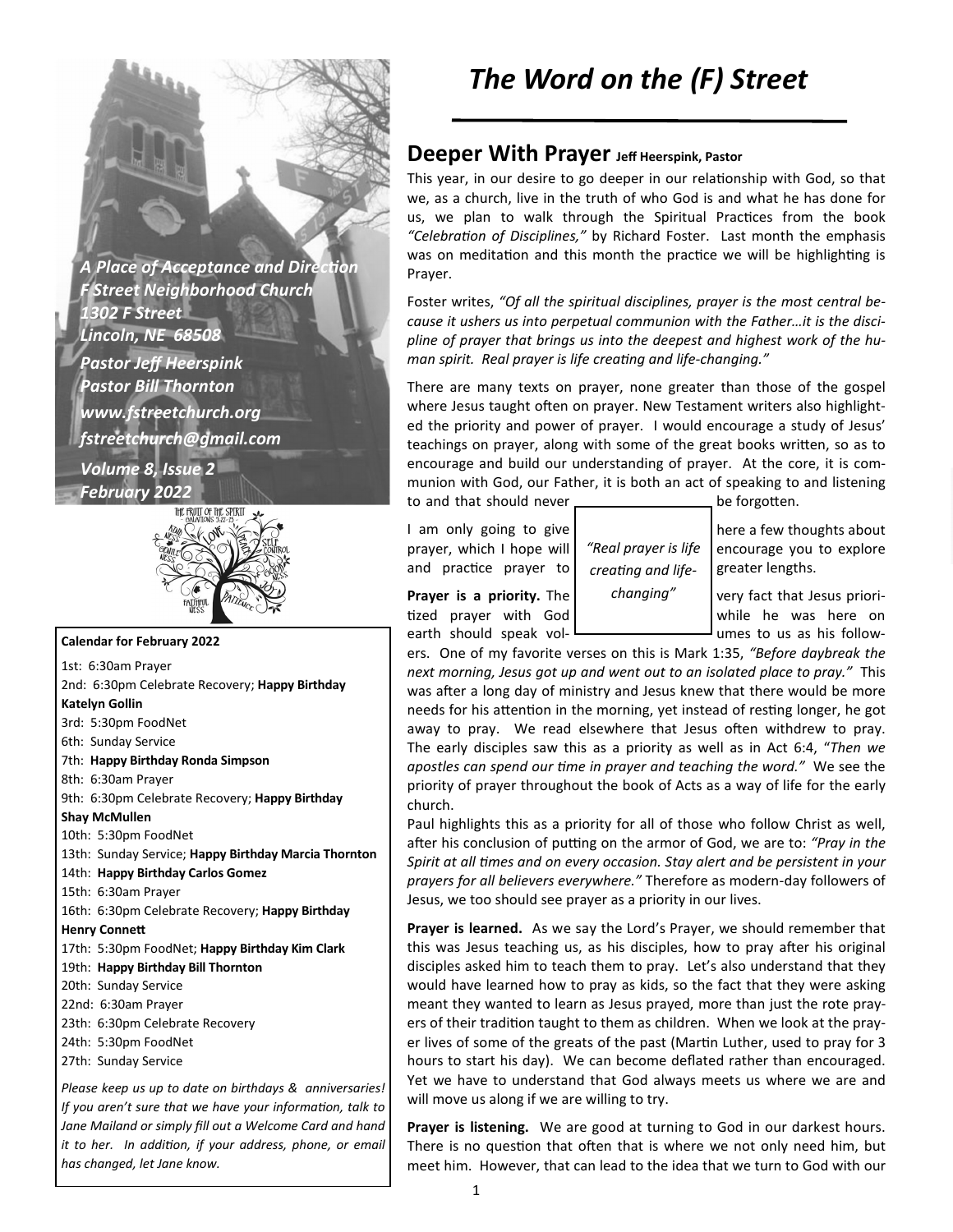*A Place of Acceptance and Direction*
*F Street Neighborhood Church*
*1302 F Street*
*Lincoln, NE 68508*
*Pastor Jeff Heerspink*
*Pastor Bill Thornton*
*www.fstreetchurch.org*
*fstreetchurch@gmail.com*
*Volume 8, Issue 2*
*February 2022*

**Calendar for February 2022**

1st: 6:30am Prayer
2nd: 6:30pm Celebrate Recovery; **Happy Birthday Katelyn Gollin**
3rd: 5:30pm FoodNet
6th: Sunday Service
7th: **Happy Birthday Ronda Simpson**
8th: 6:30am Prayer
9th: 6:30pm Celebrate Recovery; **Happy Birthday Shay McMullen**
10th: 5:30pm FoodNet
13th: Sunday Service; **Happy Birthday Marcia Thornton**
14th: **Happy Birthday Carlos Gomez**
15th: 6:30am Prayer
16th: 6:30pm Celebrate Recovery; **Happy Birthday Henry Connett**
17th: 5:30pm FoodNet; **Happy Birthday Kim Clark**
19th: **Happy Birthday Bill Thornton**
20th: Sunday Service
22nd: 6:30am Prayer
23th: 6:30pm Celebrate Recovery
24th: 5:30pm FoodNet
27th: Sunday Service

*Please keep us up to date on birthdays & anniversaries! If you aren't sure that we have your information, talk to Jane Mailand or simply fill out a Welcome Card and hand it to her. In addition, if your address, phone, or email has changed, let Jane know.*

# The Word on the (F) Street

## Deeper With Prayer Jeff Heerspink, Pastor

This year, in our desire to go deeper in our relationship with God, so that we, as a church, live in the truth of who God is and what he has done for us, we plan to walk through the Spiritual Practices from the book *"Celebration of Disciplines,"* by Richard Foster. Last month the emphasis was on meditation and this month the practice we will be highlighting is Prayer.

Foster writes, *"Of all the spiritual disciplines, prayer is the most central because it ushers us into perpetual communion with the Father…it is the discipline of prayer that brings us into the deepest and highest work of the human spirit. Real prayer is life creating and life-changing."*

There are many texts on prayer, none greater than those of the gospel where Jesus taught often on prayer. New Testament writers also highlighted the priority and power of prayer. I would encourage a study of Jesus' teachings on prayer, along with some of the great books written, so as to encourage and build our understanding of prayer. At the core, it is communion with God, our Father, it is both an act of speaking to and listening to and that should never be forgotten.

*"Real prayer is life creating and life-changing"*

I am only going to give here a few thoughts about prayer, which I hope will encourage you to explore and practice prayer to greater lengths.

**Prayer is a priority.** The very fact that Jesus prioritized prayer with God while he was here on earth should speak volumes to us as his followers. One of my favorite verses on this is Mark 1:35, *"Before daybreak the next morning, Jesus got up and went out to an isolated place to pray."* This was after a long day of ministry and Jesus knew that there would be more needs for his attention in the morning, yet instead of resting longer, he got away to pray. We read elsewhere that Jesus often withdrew to pray. The early disciples saw this as a priority as well as in Act 6:4, "*Then we apostles can spend our time in prayer and teaching the word."* We see the priority of prayer throughout the book of Acts as a way of life for the early church.

Paul highlights this as a priority for all of those who follow Christ as well, after his conclusion of putting on the armor of God, we are to: *"Pray in the Spirit at all times and on every occasion. Stay alert and be persistent in your prayers for all believers everywhere."* Therefore as modern-day followers of Jesus, we too should see prayer as a priority in our lives.

**Prayer is learned.** As we say the Lord's Prayer, we should remember that this was Jesus teaching us, as his disciples, how to pray after his original disciples asked him to teach them to pray. Let's also understand that they would have learned how to pray as kids, so the fact that they were asking meant they wanted to learn as Jesus prayed, more than just the rote prayers of their tradition taught to them as children. When we look at the prayer lives of some of the greats of the past (Martin Luther, used to pray for 3 hours to start his day). We can become deflated rather than encouraged. Yet we have to understand that God always meets us where we are and will move us along if we are willing to try.

**Prayer is listening.** We are good at turning to God in our darkest hours. There is no question that often that is where we not only need him, but meet him. However, that can lead to the idea that we turn to God with our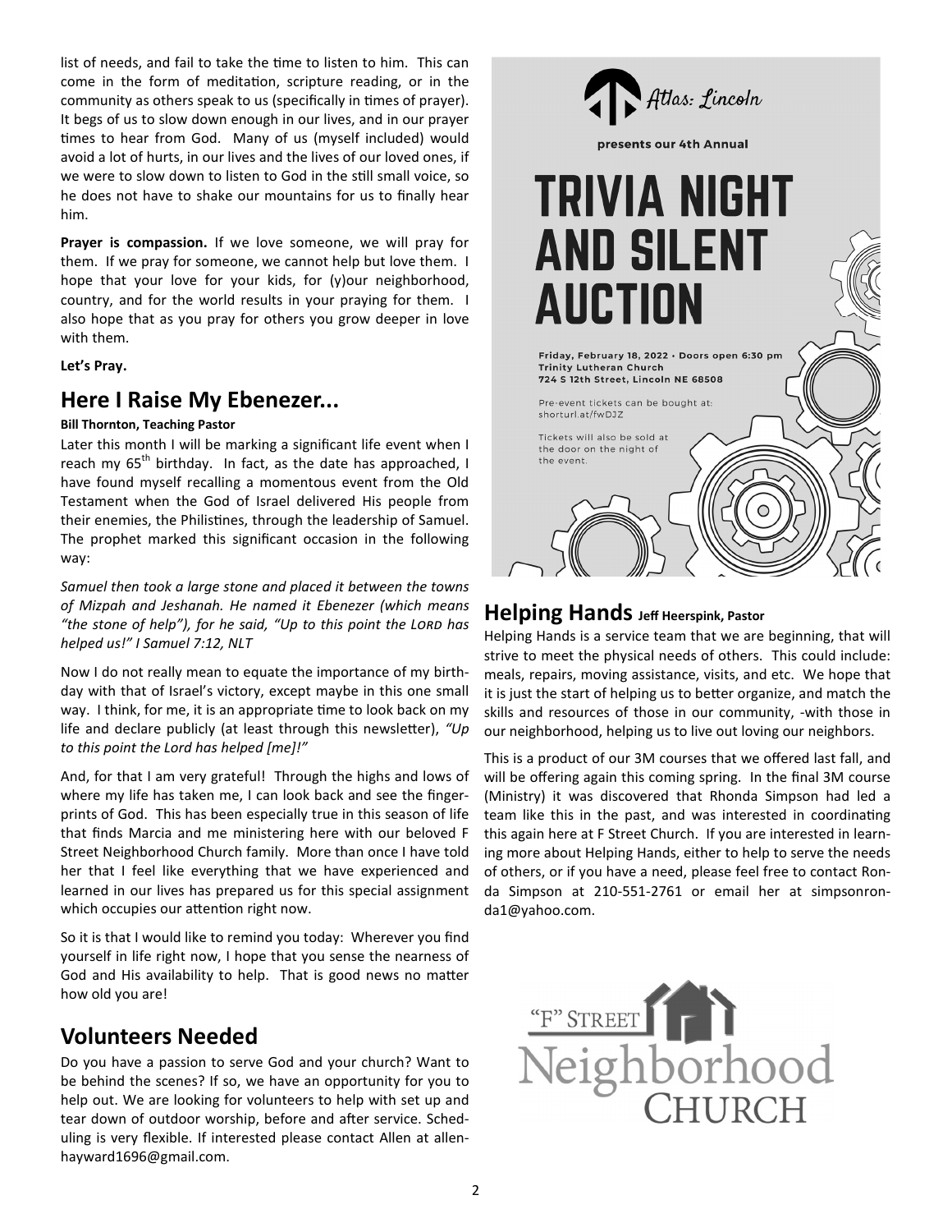list of needs, and fail to take the time to listen to him. This can come in the form of meditation, scripture reading, or in the community as others speak to us (specifically in times of prayer). It begs of us to slow down enough in our lives, and in our prayer times to hear from God. Many of us (myself included) would avoid a lot of hurts, in our lives and the lives of our loved ones, if we were to slow down to listen to God in the still small voice, so he does not have to shake our mountains for us to finally hear him.

**Prayer is compassion.** If we love someone, we will pray for them. If we pray for someone, we cannot help but love them. I hope that your love for your kids, for (y)our neighborhood, country, and for the world results in your praying for them. I also hope that as you pray for others you grow deeper in love with them.

**Let's Pray.**

## Here I Raise My Ebenezer...

**Bill Thornton, Teaching Pastor**

Later this month I will be marking a significant life event when I reach my 65th birthday. In fact, as the date has approached, I have found myself recalling a momentous event from the Old Testament when the God of Israel delivered His people from their enemies, the Philistines, through the leadership of Samuel. The prophet marked this significant occasion in the following way:

*Samuel then took a large stone and placed it between the towns of Mizpah and Jeshanah. He named it Ebenezer (which means "the stone of help"), for he said, "Up to this point the LORD has helped us!" I Samuel 7:12, NLT*

Now I do not really mean to equate the importance of my birthday with that of Israel's victory, except maybe in this one small way. I think, for me, it is an appropriate time to look back on my life and declare publicly (at least through this newsletter), *"Up to this point the Lord has helped [me]!"*

And, for that I am very grateful! Through the highs and lows of where my life has taken me, I can look back and see the fingerprints of God. This has been especially true in this season of life that finds Marcia and me ministering here with our beloved F Street Neighborhood Church family. More than once I have told her that I feel like everything that we have experienced and learned in our lives has prepared us for this special assignment which occupies our attention right now.

So it is that I would like to remind you today: Wherever you find yourself in life right now, I hope that you sense the nearness of God and His availability to help. That is good news no matter how old you are!

## Volunteers Needed

Do you have a passion to serve God and your church? Want to be behind the scenes? If so, we have an opportunity for you to help out. We are looking for volunteers to help with set up and tear down of outdoor worship, before and after service. Scheduling is very flexible. If interested please contact Allen at allenhayward1696@gmail.com.

Atlas: Lincoln

presents our 4th Annual

# TRIVIA NIGHT AND SILENT AUCTION

Friday, February 18, 2022 • Doors open 6:30 pm
Trinity Lutheran Church
724 S 12th Street, Lincoln NE 68508

Pre-event tickets can be bought at: shorturl.at/fwDJZ

Tickets will also be sold at the door on the night of the event.

## Helping Hands Jeff Heerspink, Pastor

Helping Hands is a service team that we are beginning, that will strive to meet the physical needs of others. This could include: meals, repairs, moving assistance, visits, and etc. We hope that it is just the start of helping us to better organize, and match the skills and resources of those in our community, -with those in our neighborhood, helping us to live out loving our neighbors.

This is a product of our 3M courses that we offered last fall, and will be offering again this coming spring. In the final 3M course (Ministry) it was discovered that Rhonda Simpson had led a team like this in the past, and was interested in coordinating this again here at F Street Church. If you are interested in learning more about Helping Hands, either to help to serve the needs of others, or if you have a need, please feel free to contact Ronda Simpson at 210-551-2761 or email her at simpsonronda1@yahoo.com.

"F" STREET Neighborhood CHURCH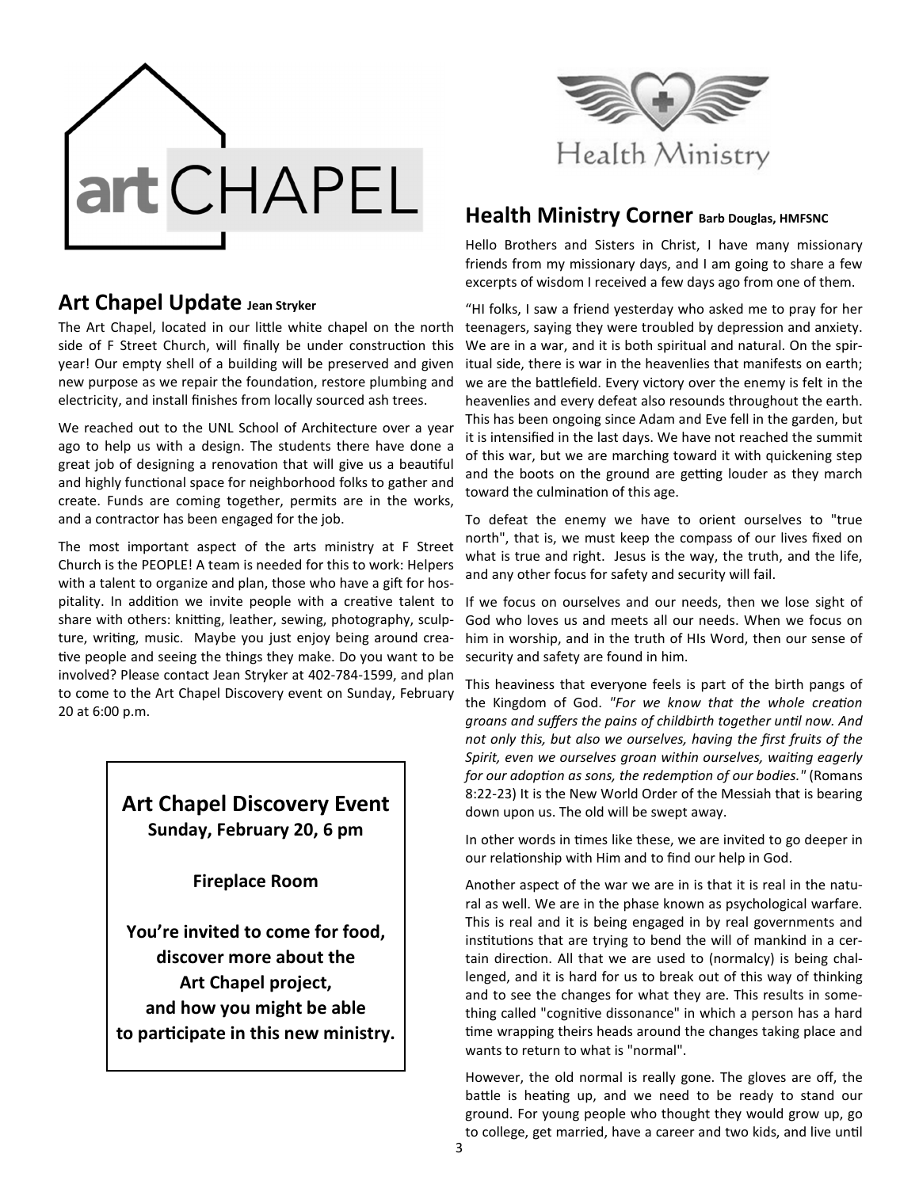## Art Chapel Update Jean Stryker

The Art Chapel, located in our little white chapel on the north side of F Street Church, will finally be under construction this year! Our empty shell of a building will be preserved and given new purpose as we repair the foundation, restore plumbing and electricity, and install finishes from locally sourced ash trees.

We reached out to the UNL School of Architecture over a year ago to help us with a design. The students there have done a great job of designing a renovation that will give us a beautiful and highly functional space for neighborhood folks to gather and create. Funds are coming together, permits are in the works, and a contractor has been engaged for the job.

The most important aspect of the arts ministry at F Street Church is the PEOPLE! A team is needed for this to work: Helpers with a talent to organize and plan, those who have a gift for hospitality. In addition we invite people with a creative talent to share with others: knitting, leather, sewing, photography, sculpture, writing, music. Maybe you just enjoy being around creative people and seeing the things they make. Do you want to be involved? Please contact Jean Stryker at 402-784-1599, and plan to come to the Art Chapel Discovery event on Sunday, February 20 at 6:00 p.m.

> **Art Chapel Discovery Event**
> **Sunday, February 20, 6 pm**
>
> **Fireplace Room**
>
> **You're invited to come for food, discover more about the Art Chapel project, and how you might be able to participate in this new ministry.**

## Health Ministry Corner Barb Douglas, HMFSNC

Hello Brothers and Sisters in Christ, I have many missionary friends from my missionary days, and I am going to share a few excerpts of wisdom I received a few days ago from one of them.

"HI folks, I saw a friend yesterday who asked me to pray for her teenagers, saying they were troubled by depression and anxiety. We are in a war, and it is both spiritual and natural. On the spiritual side, there is war in the heavenlies that manifests on earth; we are the battlefield. Every victory over the enemy is felt in the heavenlies and every defeat also resounds throughout the earth. This has been ongoing since Adam and Eve fell in the garden, but it is intensified in the last days. We have not reached the summit of this war, but we are marching toward it with quickening step and the boots on the ground are getting louder as they march toward the culmination of this age.

To defeat the enemy we have to orient ourselves to "true north", that is, we must keep the compass of our lives fixed on what is true and right. Jesus is the way, the truth, and the life, and any other focus for safety and security will fail.

If we focus on ourselves and our needs, then we lose sight of God who loves us and meets all our needs. When we focus on him in worship, and in the truth of HIs Word, then our sense of security and safety are found in him.

This heaviness that everyone feels is part of the birth pangs of the Kingdom of God. *"For we know that the whole creation groans and suffers the pains of childbirth together until now. And not only this, but also we ourselves, having the first fruits of the Spirit, even we ourselves groan within ourselves, waiting eagerly for our adoption as sons, the redemption of our bodies."* (Romans 8:22-23) It is the New World Order of the Messiah that is bearing down upon us. The old will be swept away.

In other words in times like these, we are invited to go deeper in our relationship with Him and to find our help in God.

Another aspect of the war we are in is that it is real in the natural as well. We are in the phase known as psychological warfare. This is real and it is being engaged in by real governments and institutions that are trying to bend the will of mankind in a certain direction. All that we are used to (normalcy) is being challenged, and it is hard for us to break out of this way of thinking and to see the changes for what they are. This results in something called "cognitive dissonance" in which a person has a hard time wrapping theirs heads around the changes taking place and wants to return to what is "normal".

However, the old normal is really gone. The gloves are off, the battle is heating up, and we need to be ready to stand our ground. For young people who thought they would grow up, go to college, get married, have a career and two kids, and live until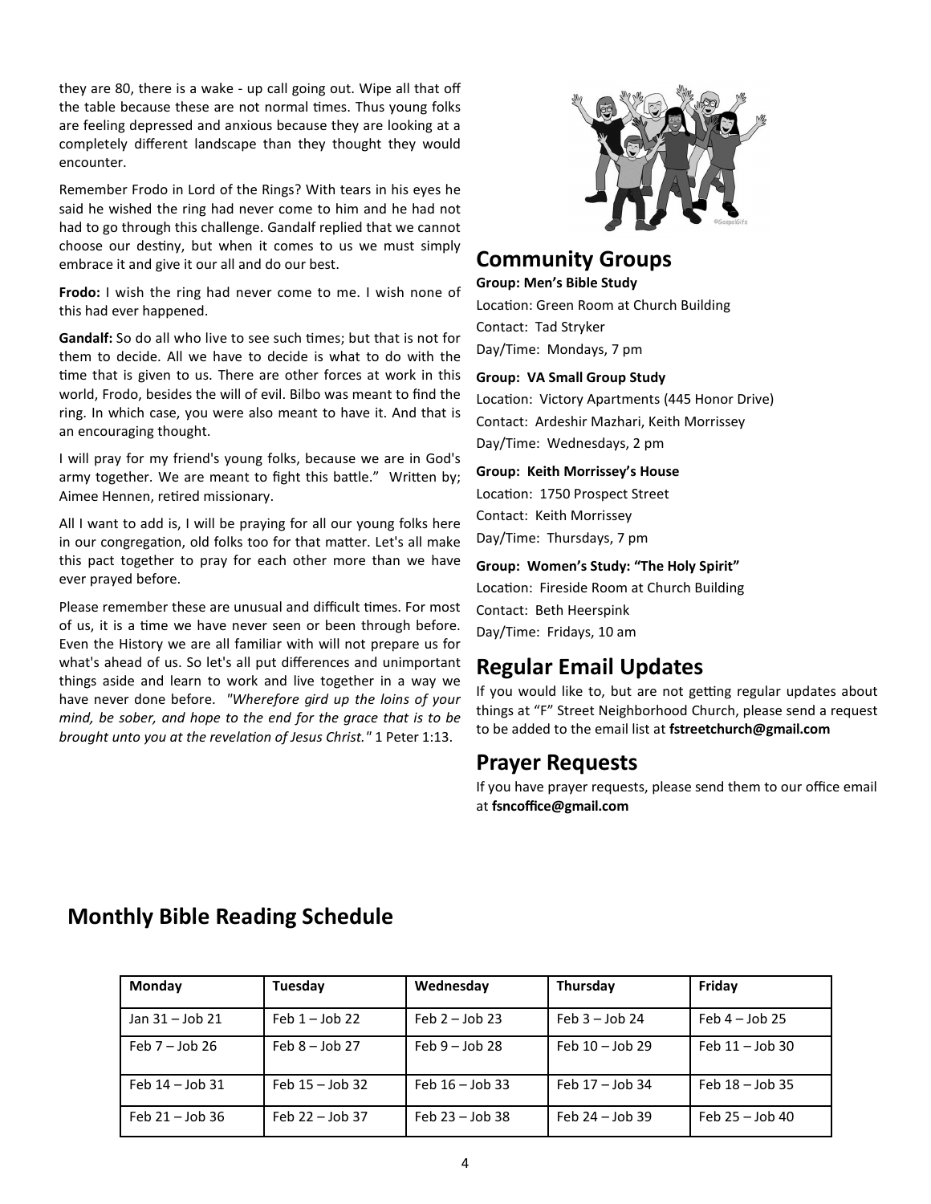they are 80, there is a wake - up call going out. Wipe all that off the table because these are not normal times. Thus young folks are feeling depressed and anxious because they are looking at a completely different landscape than they thought they would encounter.

Remember Frodo in Lord of the Rings? With tears in his eyes he said he wished the ring had never come to him and he had not had to go through this challenge. Gandalf replied that we cannot choose our destiny, but when it comes to us we must simply embrace it and give it our all and do our best.

**Frodo:** I wish the ring had never come to me. I wish none of this had ever happened.

**Gandalf:** So do all who live to see such times; but that is not for them to decide. All we have to decide is what to do with the time that is given to us. There are other forces at work in this world, Frodo, besides the will of evil. Bilbo was meant to find the ring. In which case, you were also meant to have it. And that is an encouraging thought.

I will pray for my friend's young folks, because we are in God's army together. We are meant to fight this battle." Written by; Aimee Hennen, retired missionary.

All I want to add is, I will be praying for all our young folks here in our congregation, old folks too for that matter. Let's all make this pact together to pray for each other more than we have ever prayed before.

Please remember these are unusual and difficult times. For most of us, it is a time we have never seen or been through before. Even the History we are all familiar with will not prepare us for what's ahead of us. So let's all put differences and unimportant things aside and learn to work and live together in a way we have never done before. *"Wherefore gird up the loins of your mind, be sober, and hope to the end for the grace that is to be brought unto you at the revelation of Jesus Christ."* 1 Peter 1:13.

## Community Groups

**Group: Men's Bible Study**
Location: Green Room at Church Building
Contact: Tad Stryker
Day/Time: Mondays, 7 pm

**Group: VA Small Group Study**
Location: Victory Apartments (445 Honor Drive)
Contact: Ardeshir Mazhari, Keith Morrissey
Day/Time: Wednesdays, 2 pm

**Group: Keith Morrissey's House**
Location: 1750 Prospect Street
Contact: Keith Morrissey
Day/Time: Thursdays, 7 pm

**Group: Women's Study: "The Holy Spirit"**
Location: Fireside Room at Church Building
Contact: Beth Heerspink
Day/Time: Fridays, 10 am

## Regular Email Updates

If you would like to, but are not getting regular updates about things at "F" Street Neighborhood Church, please send a request to be added to the email list at **fstreetchurch@gmail.com**

## Prayer Requests

If you have prayer requests, please send them to our office email at **fsncoffice@gmail.com**

## Monthly Bible Reading Schedule

| Monday | Tuesday | Wednesday | Thursday | Friday |
|---|---|---|---|---|
| Jan 31 – Job 21 | Feb 1 – Job 22 | Feb 2 – Job 23 | Feb 3 – Job 24 | Feb 4 – Job 25 |
| Feb 7 – Job 26 | Feb 8 – Job 27 | Feb 9 – Job 28 | Feb 10 – Job 29 | Feb 11 – Job 30 |
| Feb 14 – Job 31 | Feb 15 – Job 32 | Feb 16 – Job 33 | Feb 17 – Job 34 | Feb 18 – Job 35 |
| Feb 21 – Job 36 | Feb 22 – Job 37 | Feb 23 – Job 38 | Feb 24 – Job 39 | Feb 25 – Job 40 |